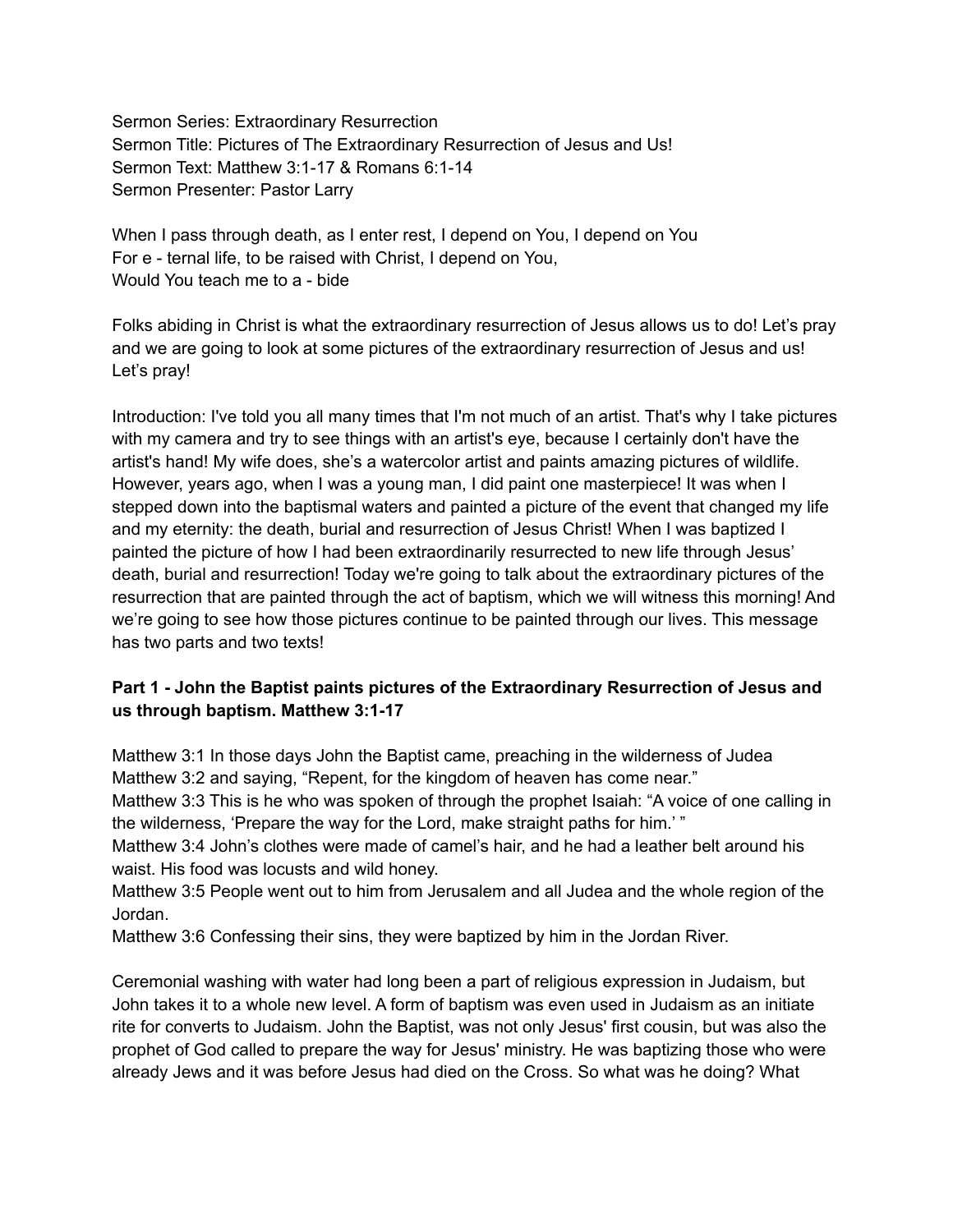Sermon Series: Extraordinary Resurrection
Sermon Title: Pictures of The Extraordinary Resurrection of Jesus and Us!
Sermon Text: Matthew 3:1-17 & Romans 6:1-14
Sermon Presenter: Pastor Larry

When I pass through death, as I enter rest, I depend on You, I depend on You
For e - ternal life, to be raised with Christ, I depend on You,
Would You teach me to a - bide

Folks abiding in Christ is what the extraordinary resurrection of Jesus allows us to do! Let's pray and we are going to look at some pictures of the extraordinary resurrection of Jesus and us! Let's pray!

Introduction: I've told you all many times that I'm not much of an artist. That's why I take pictures with my camera and try to see things with an artist's eye, because I certainly don't have the artist's hand! My wife does, she's a watercolor artist and paints amazing pictures of wildlife. However, years ago, when I was a young man, I did paint one masterpiece! It was when I stepped down into the baptismal waters and painted a picture of the event that changed my life and my eternity: the death, burial and resurrection of Jesus Christ! When I was baptized I painted the picture of how I had been extraordinarily resurrected to new life through Jesus' death, burial and resurrection! Today we're going to talk about the extraordinary pictures of the resurrection that are painted through the act of baptism, which we will witness this morning! And we're going to see how those pictures continue to be painted through our lives. This message has two parts and two texts!

**Part 1 - John the Baptist paints pictures of the Extraordinary Resurrection of Jesus and us through baptism. Matthew 3:1-17**

Matthew 3:1 In those days John the Baptist came, preaching in the wilderness of Judea
Matthew 3:2 and saying, "Repent, for the kingdom of heaven has come near."
Matthew 3:3 This is he who was spoken of through the prophet Isaiah: "A voice of one calling in the wilderness, 'Prepare the way for the Lord, make straight paths for him.' "
Matthew 3:4 John's clothes were made of camel's hair, and he had a leather belt around his waist. His food was locusts and wild honey.
Matthew 3:5 People went out to him from Jerusalem and all Judea and the whole region of the Jordan.
Matthew 3:6 Confessing their sins, they were baptized by him in the Jordan River.

Ceremonial washing with water had long been a part of religious expression in Judaism, but John takes it to a whole new level. A form of baptism was even used in Judaism as an initiate rite for converts to Judaism. John the Baptist, was not only Jesus' first cousin, but was also the prophet of God called to prepare the way for Jesus' ministry. He was baptizing those who were already Jews and it was before Jesus had died on the Cross. So what was he doing? What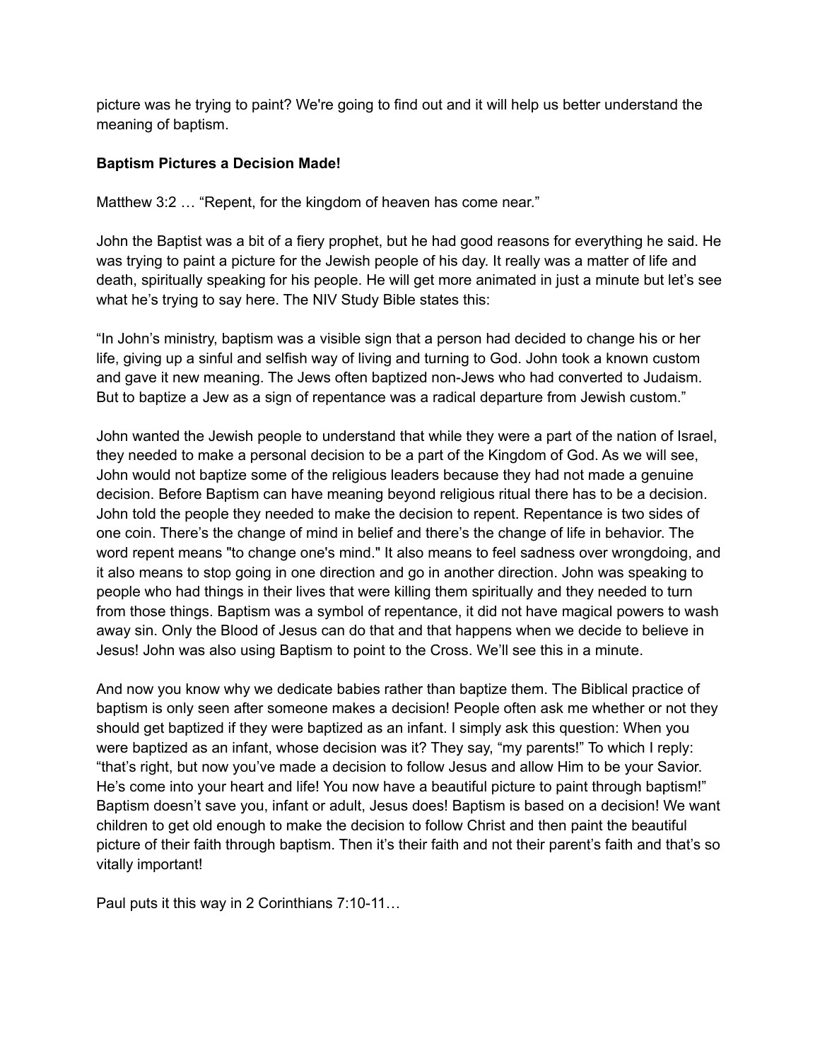picture was he trying to paint? We're going to find out and it will help us better understand the meaning of baptism.

**Baptism Pictures a Decision Made!**

Matthew 3:2 … "Repent, for the kingdom of heaven has come near."

John the Baptist was a bit of a fiery prophet, but he had good reasons for everything he said. He was trying to paint a picture for the Jewish people of his day. It really was a matter of life and death, spiritually speaking for his people. He will get more animated in just a minute but let's see what he's trying to say here. The NIV Study Bible states this:

"In John's ministry, baptism was a visible sign that a person had decided to change his or her life, giving up a sinful and selfish way of living and turning to God. John took a known custom and gave it new meaning. The Jews often baptized non-Jews who had converted to Judaism. But to baptize a Jew as a sign of repentance was a radical departure from Jewish custom."

John wanted the Jewish people to understand that while they were a part of the nation of Israel, they needed to make a personal decision to be a part of the Kingdom of God. As we will see, John would not baptize some of the religious leaders because they had not made a genuine decision. Before Baptism can have meaning beyond religious ritual there has to be a decision. John told the people they needed to make the decision to repent. Repentance is two sides of one coin. There's the change of mind in belief and there's the change of life in behavior. The word repent means "to change one's mind." It also means to feel sadness over wrongdoing, and it also means to stop going in one direction and go in another direction. John was speaking to people who had things in their lives that were killing them spiritually and they needed to turn from those things. Baptism was a symbol of repentance, it did not have magical powers to wash away sin. Only the Blood of Jesus can do that and that happens when we decide to believe in Jesus! John was also using Baptism to point to the Cross. We'll see this in a minute.

And now you know why we dedicate babies rather than baptize them. The Biblical practice of baptism is only seen after someone makes a decision! People often ask me whether or not they should get baptized if they were baptized as an infant. I simply ask this question: When you were baptized as an infant, whose decision was it? They say, "my parents!" To which I reply: "that's right, but now you've made a decision to follow Jesus and allow Him to be your Savior. He's come into your heart and life! You now have a beautiful picture to paint through baptism!" Baptism doesn't save you, infant or adult, Jesus does! Baptism is based on a decision! We want children to get old enough to make the decision to follow Christ and then paint the beautiful picture of their faith through baptism. Then it's their faith and not their parent's faith and that's so vitally important!

Paul puts it this way in 2 Corinthians 7:10-11…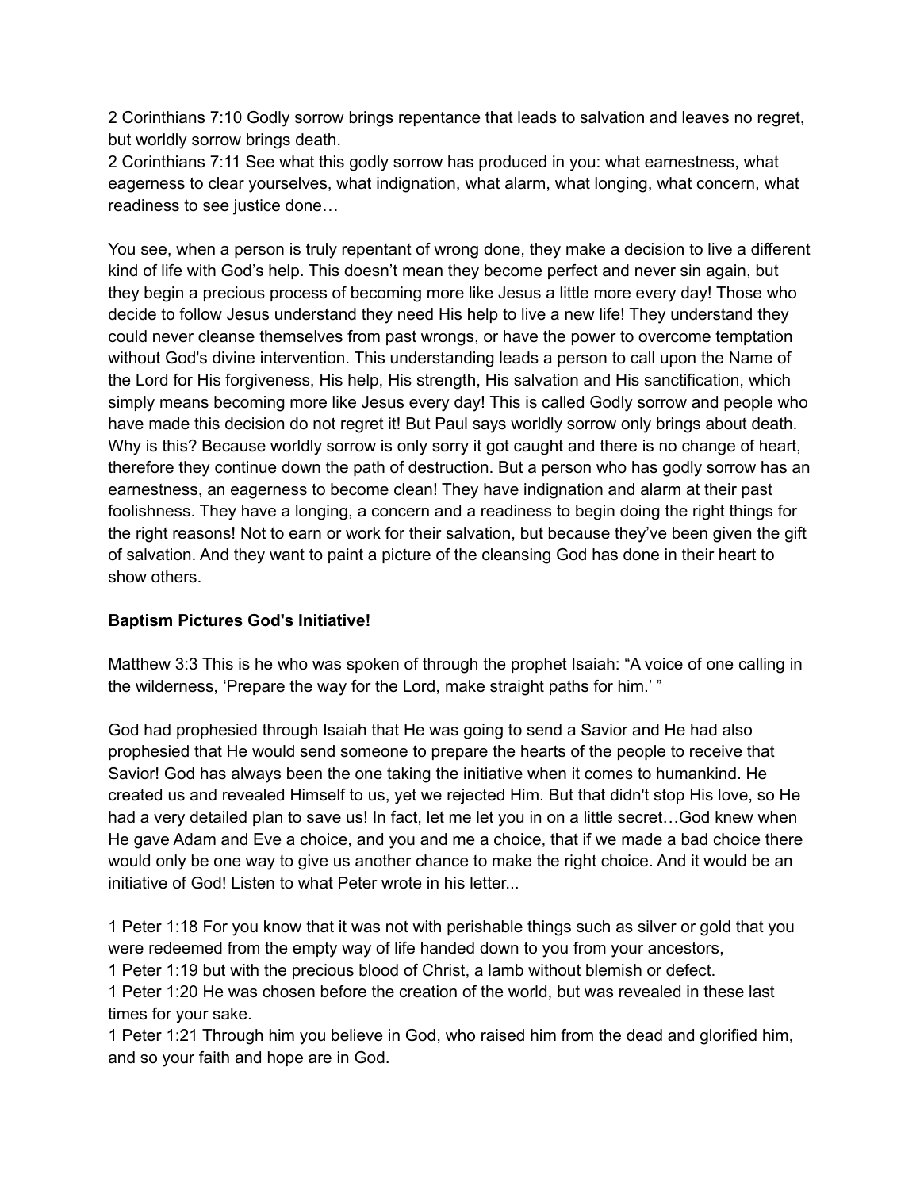2 Corinthians 7:10 Godly sorrow brings repentance that leads to salvation and leaves no regret, but worldly sorrow brings death.
2 Corinthians 7:11 See what this godly sorrow has produced in you: what earnestness, what eagerness to clear yourselves, what indignation, what alarm, what longing, what concern, what readiness to see justice done…

You see, when a person is truly repentant of wrong done, they make a decision to live a different kind of life with God's help. This doesn't mean they become perfect and never sin again, but they begin a precious process of becoming more like Jesus a little more every day! Those who decide to follow Jesus understand they need His help to live a new life! They understand they could never cleanse themselves from past wrongs, or have the power to overcome temptation without God's divine intervention. This understanding leads a person to call upon the Name of the Lord for His forgiveness, His help, His strength, His salvation and His sanctification, which simply means becoming more like Jesus every day! This is called Godly sorrow and people who have made this decision do not regret it! But Paul says worldly sorrow only brings about death. Why is this? Because worldly sorrow is only sorry it got caught and there is no change of heart, therefore they continue down the path of destruction. But a person who has godly sorrow has an earnestness, an eagerness to become clean! They have indignation and alarm at their past foolishness. They have a longing, a concern and a readiness to begin doing the right things for the right reasons! Not to earn or work for their salvation, but because they've been given the gift of salvation. And they want to paint a picture of the cleansing God has done in their heart to show others.

**Baptism Pictures God's Initiative!**

Matthew 3:3 This is he who was spoken of through the prophet Isaiah: "A voice of one calling in the wilderness, 'Prepare the way for the Lord, make straight paths for him.' "

God had prophesied through Isaiah that He was going to send a Savior and He had also prophesied that He would send someone to prepare the hearts of the people to receive that Savior! God has always been the one taking the initiative when it comes to humankind. He created us and revealed Himself to us, yet we rejected Him. But that didn't stop His love, so He had a very detailed plan to save us! In fact, let me let you in on a little secret…God knew when He gave Adam and Eve a choice, and you and me a choice, that if we made a bad choice there would only be one way to give us another chance to make the right choice. And it would be an initiative of God! Listen to what Peter wrote in his letter...

1 Peter 1:18 For you know that it was not with perishable things such as silver or gold that you were redeemed from the empty way of life handed down to you from your ancestors,
1 Peter 1:19 but with the precious blood of Christ, a lamb without blemish or defect.
1 Peter 1:20 He was chosen before the creation of the world, but was revealed in these last times for your sake.
1 Peter 1:21 Through him you believe in God, who raised him from the dead and glorified him, and so your faith and hope are in God.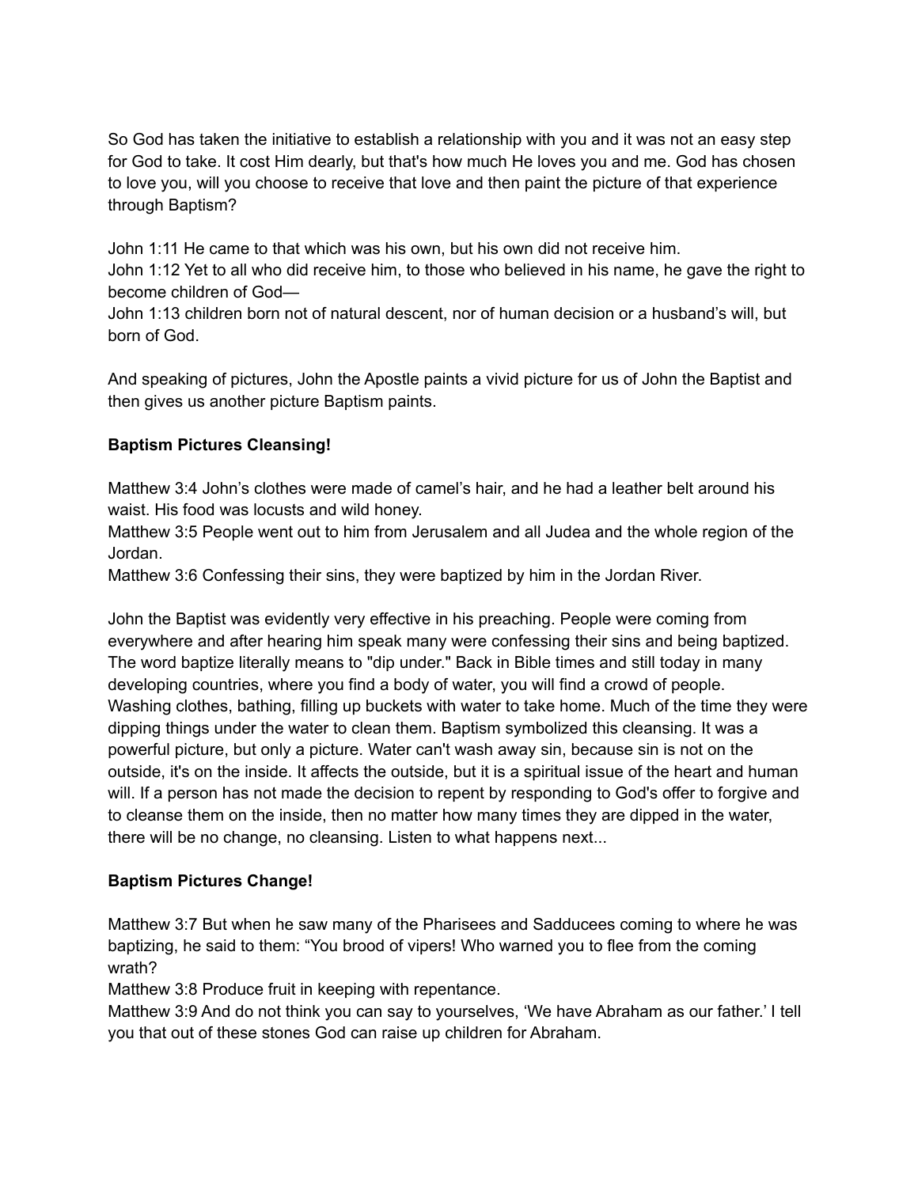So God has taken the initiative to establish a relationship with you and it was not an easy step for God to take. It cost Him dearly, but that's how much He loves you and me. God has chosen to love you, will you choose to receive that love and then paint the picture of that experience through Baptism?

John 1:11 He came to that which was his own, but his own did not receive him.
John 1:12 Yet to all who did receive him, to those who believed in his name, he gave the right to become children of God—
John 1:13 children born not of natural descent, nor of human decision or a husband's will, but born of God.

And speaking of pictures, John the Apostle paints a vivid picture for us of John the Baptist and then gives us another picture Baptism paints.

**Baptism Pictures Cleansing!**

Matthew 3:4 John's clothes were made of camel's hair, and he had a leather belt around his waist. His food was locusts and wild honey.
Matthew 3:5 People went out to him from Jerusalem and all Judea and the whole region of the Jordan.
Matthew 3:6 Confessing their sins, they were baptized by him in the Jordan River.

John the Baptist was evidently very effective in his preaching. People were coming from everywhere and after hearing him speak many were confessing their sins and being baptized. The word baptize literally means to "dip under." Back in Bible times and still today in many developing countries, where you find a body of water, you will find a crowd of people. Washing clothes, bathing, filling up buckets with water to take home. Much of the time they were dipping things under the water to clean them. Baptism symbolized this cleansing. It was a powerful picture, but only a picture. Water can't wash away sin, because sin is not on the outside, it's on the inside. It affects the outside, but it is a spiritual issue of the heart and human will. If a person has not made the decision to repent by responding to God's offer to forgive and to cleanse them on the inside, then no matter how many times they are dipped in the water, there will be no change, no cleansing. Listen to what happens next...

**Baptism Pictures Change!**

Matthew 3:7 But when he saw many of the Pharisees and Sadducees coming to where he was baptizing, he said to them: "You brood of vipers! Who warned you to flee from the coming wrath?
Matthew 3:8 Produce fruit in keeping with repentance.
Matthew 3:9 And do not think you can say to yourselves, 'We have Abraham as our father.' I tell you that out of these stones God can raise up children for Abraham.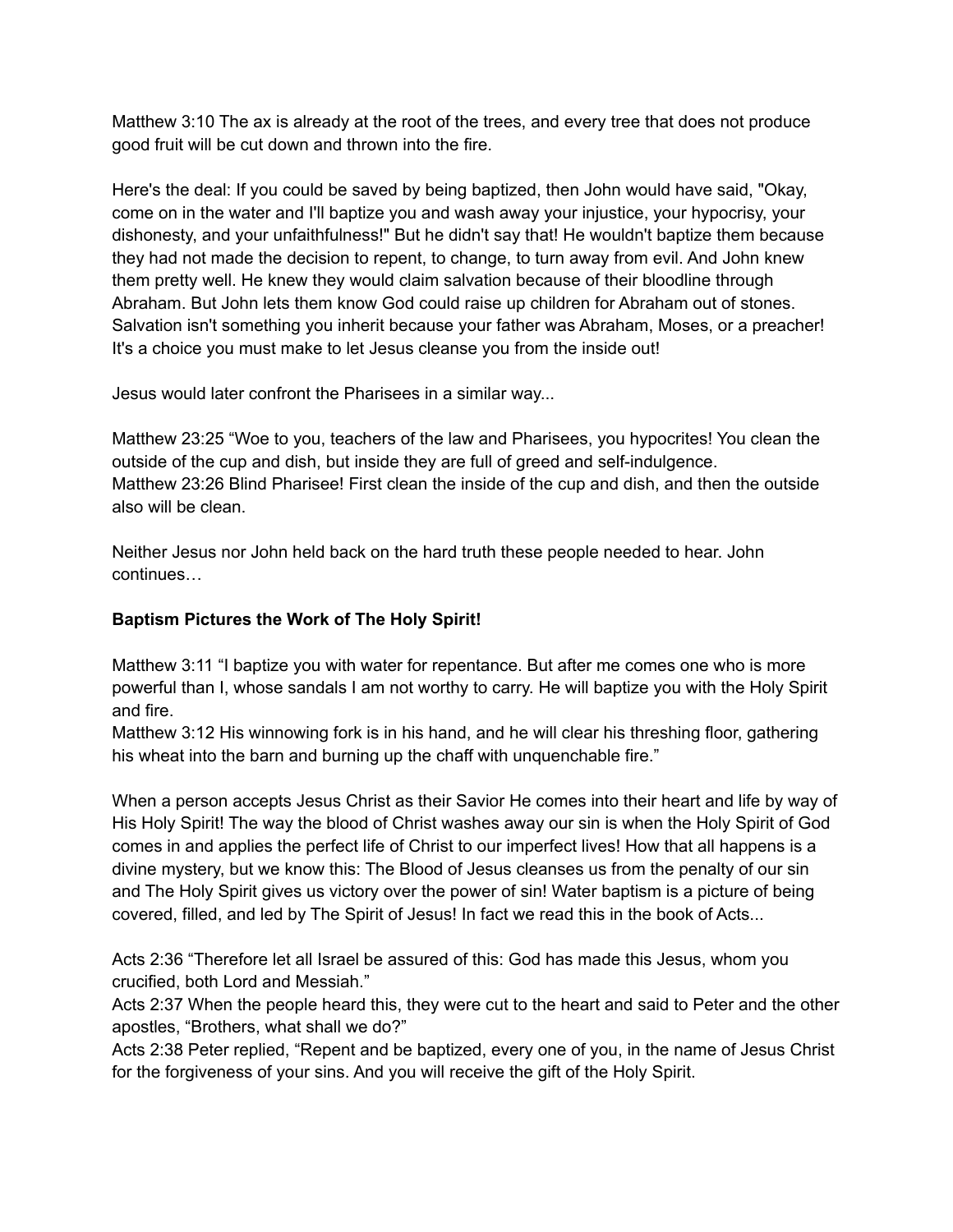Matthew 3:10 The ax is already at the root of the trees, and every tree that does not produce good fruit will be cut down and thrown into the fire.

Here's the deal: If you could be saved by being baptized, then John would have said, "Okay, come on in the water and I'll baptize you and wash away your injustice, your hypocrisy, your dishonesty, and your unfaithfulness!" But he didn't say that! He wouldn't baptize them because they had not made the decision to repent, to change, to turn away from evil. And John knew them pretty well. He knew they would claim salvation because of their bloodline through Abraham. But John lets them know God could raise up children for Abraham out of stones. Salvation isn't something you inherit because your father was Abraham, Moses, or a preacher! It's a choice you must make to let Jesus cleanse you from the inside out!

Jesus would later confront the Pharisees in a similar way...

Matthew 23:25 "Woe to you, teachers of the law and Pharisees, you hypocrites! You clean the outside of the cup and dish, but inside they are full of greed and self-indulgence.
Matthew 23:26 Blind Pharisee! First clean the inside of the cup and dish, and then the outside also will be clean.

Neither Jesus nor John held back on the hard truth these people needed to hear. John continues…

**Baptism Pictures the Work of The Holy Spirit!**

Matthew 3:11 "I baptize you with water for repentance. But after me comes one who is more powerful than I, whose sandals I am not worthy to carry. He will baptize you with the Holy Spirit and fire.
Matthew 3:12 His winnowing fork is in his hand, and he will clear his threshing floor, gathering his wheat into the barn and burning up the chaff with unquenchable fire."

When a person accepts Jesus Christ as their Savior He comes into their heart and life by way of His Holy Spirit! The way the blood of Christ washes away our sin is when the Holy Spirit of God comes in and applies the perfect life of Christ to our imperfect lives! How that all happens is a divine mystery, but we know this: The Blood of Jesus cleanses us from the penalty of our sin and The Holy Spirit gives us victory over the power of sin! Water baptism is a picture of being covered, filled, and led by The Spirit of Jesus! In fact we read this in the book of Acts...

Acts 2:36 "Therefore let all Israel be assured of this: God has made this Jesus, whom you crucified, both Lord and Messiah."
Acts 2:37 When the people heard this, they were cut to the heart and said to Peter and the other apostles, "Brothers, what shall we do?"
Acts 2:38 Peter replied, "Repent and be baptized, every one of you, in the name of Jesus Christ for the forgiveness of your sins. And you will receive the gift of the Holy Spirit.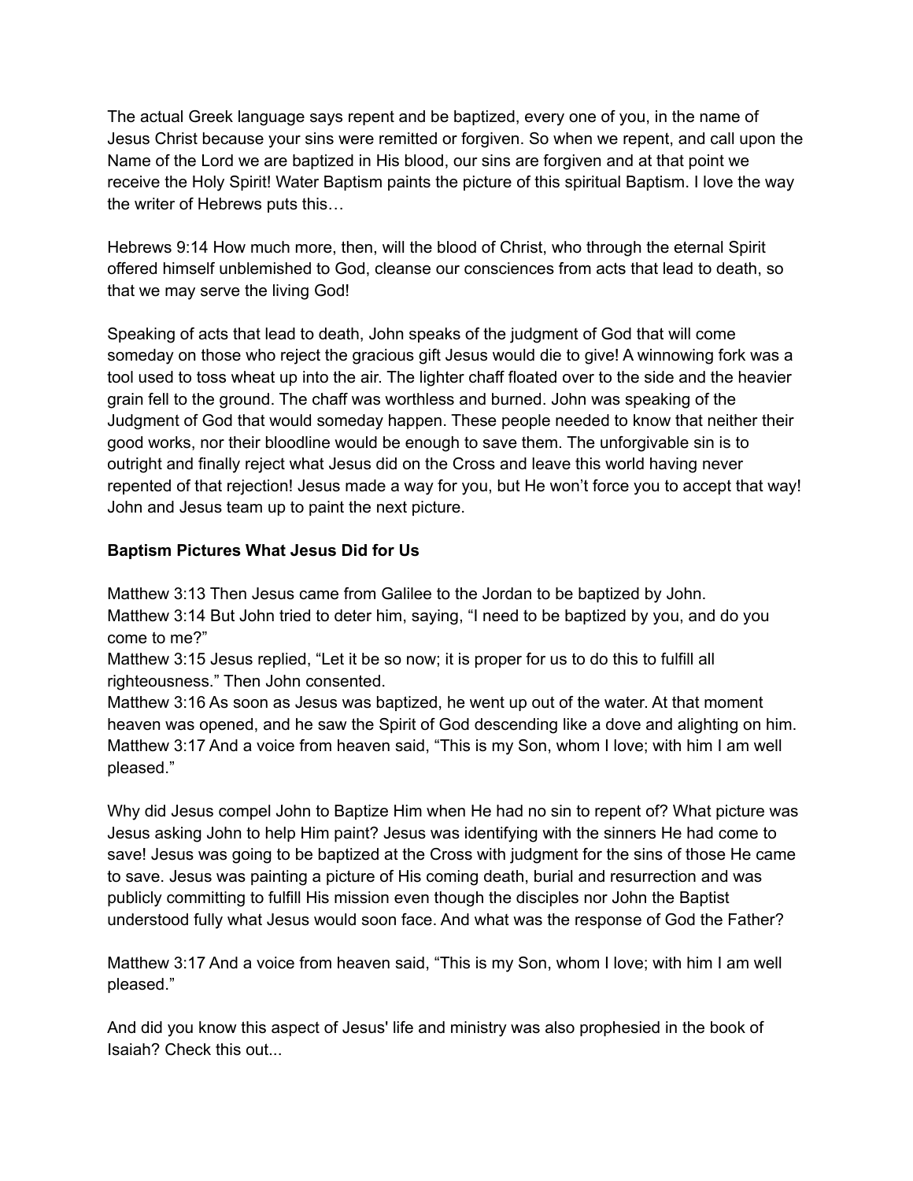The actual Greek language says repent and be baptized, every one of you, in the name of Jesus Christ because your sins were remitted or forgiven. So when we repent, and call upon the Name of the Lord we are baptized in His blood, our sins are forgiven and at that point we receive the Holy Spirit! Water Baptism paints the picture of this spiritual Baptism. I love the way the writer of Hebrews puts this…

Hebrews 9:14 How much more, then, will the blood of Christ, who through the eternal Spirit offered himself unblemished to God, cleanse our consciences from acts that lead to death, so that we may serve the living God!

Speaking of acts that lead to death, John speaks of the judgment of God that will come someday on those who reject the gracious gift Jesus would die to give! A winnowing fork was a tool used to toss wheat up into the air. The lighter chaff floated over to the side and the heavier grain fell to the ground. The chaff was worthless and burned. John was speaking of the Judgment of God that would someday happen. These people needed to know that neither their good works, nor their bloodline would be enough to save them. The unforgivable sin is to outright and finally reject what Jesus did on the Cross and leave this world having never repented of that rejection! Jesus made a way for you, but He won't force you to accept that way! John and Jesus team up to paint the next picture.

**Baptism Pictures What Jesus Did for Us**

Matthew 3:13 Then Jesus came from Galilee to the Jordan to be baptized by John.
Matthew 3:14 But John tried to deter him, saying, "I need to be baptized by you, and do you come to me?"
Matthew 3:15 Jesus replied, "Let it be so now; it is proper for us to do this to fulfill all righteousness." Then John consented.
Matthew 3:16 As soon as Jesus was baptized, he went up out of the water. At that moment heaven was opened, and he saw the Spirit of God descending like a dove and alighting on him.
Matthew 3:17 And a voice from heaven said, "This is my Son, whom I love; with him I am well pleased."

Why did Jesus compel John to Baptize Him when He had no sin to repent of? What picture was Jesus asking John to help Him paint? Jesus was identifying with the sinners He had come to save! Jesus was going to be baptized at the Cross with judgment for the sins of those He came to save. Jesus was painting a picture of His coming death, burial and resurrection and was publicly committing to fulfill His mission even though the disciples nor John the Baptist understood fully what Jesus would soon face. And what was the response of God the Father?

Matthew 3:17 And a voice from heaven said, "This is my Son, whom I love; with him I am well pleased."

And did you know this aspect of Jesus' life and ministry was also prophesied in the book of Isaiah? Check this out...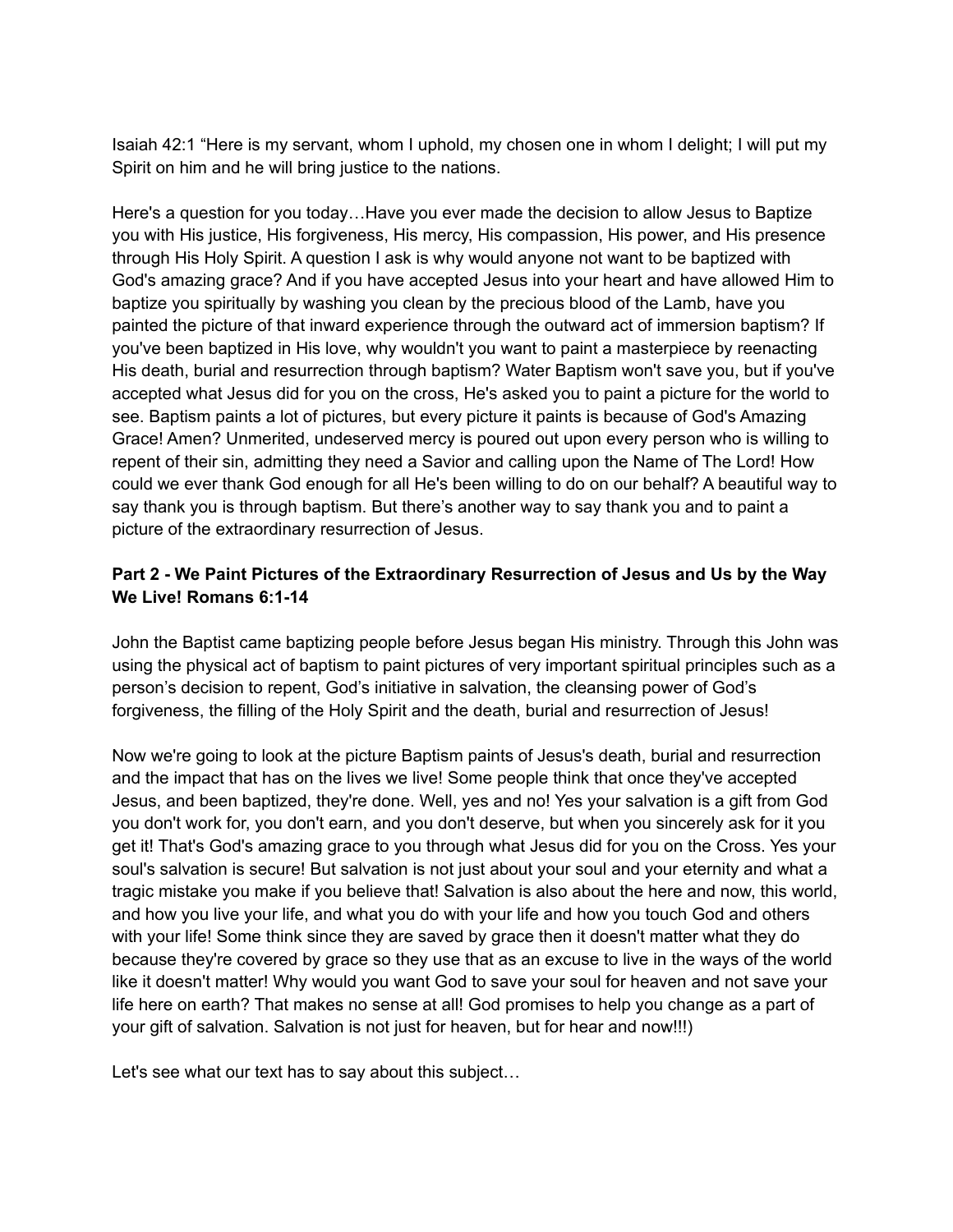Isaiah 42:1 “Here is my servant, whom I uphold, my chosen one in whom I delight; I will put my Spirit on him and he will bring justice to the nations.

Here's a question for you today…Have you ever made the decision to allow Jesus to Baptize you with His justice, His forgiveness, His mercy, His compassion, His power, and His presence through His Holy Spirit. A question I ask is why would anyone not want to be baptized with God's amazing grace? And if you have accepted Jesus into your heart and have allowed Him to baptize you spiritually by washing you clean by the precious blood of the Lamb, have you painted the picture of that inward experience through the outward act of immersion baptism? If you've been baptized in His love, why wouldn't you want to paint a masterpiece by reenacting His death, burial and resurrection through baptism? Water Baptism won't save you, but if you've accepted what Jesus did for you on the cross, He's asked you to paint a picture for the world to see. Baptism paints a lot of pictures, but every picture it paints is because of God's Amazing Grace! Amen? Unmerited, undeserved mercy is poured out upon every person who is willing to repent of their sin, admitting they need a Savior and calling upon the Name of The Lord! How could we ever thank God enough for all He's been willing to do on our behalf? A beautiful way to say thank you is through baptism. But there’s another way to say thank you and to paint a picture of the extraordinary resurrection of Jesus.

**Part 2 - We Paint Pictures of the Extraordinary Resurrection of Jesus and Us by the Way We Live! Romans 6:1-14**

John the Baptist came baptizing people before Jesus began His ministry. Through this John was using the physical act of baptism to paint pictures of very important spiritual principles such as a person’s decision to repent, God’s initiative in salvation, the cleansing power of God’s forgiveness, the filling of the Holy Spirit and the death, burial and resurrection of Jesus!

Now we're going to look at the picture Baptism paints of Jesus's death, burial and resurrection and the impact that has on the lives we live! Some people think that once they've accepted Jesus, and been baptized, they're done. Well, yes and no! Yes your salvation is a gift from God you don't work for, you don't earn, and you don't deserve, but when you sincerely ask for it you get it! That's God's amazing grace to you through what Jesus did for you on the Cross. Yes your soul's salvation is secure! But salvation is not just about your soul and your eternity and what a tragic mistake you make if you believe that! Salvation is also about the here and now, this world, and how you live your life, and what you do with your life and how you touch God and others with your life! Some think since they are saved by grace then it doesn't matter what they do because they're covered by grace so they use that as an excuse to live in the ways of the world like it doesn't matter! Why would you want God to save your soul for heaven and not save your life here on earth? That makes no sense at all! God promises to help you change as a part of your gift of salvation. Salvation is not just for heaven, but for hear and now!!!)

Let's see what our text has to say about this subject…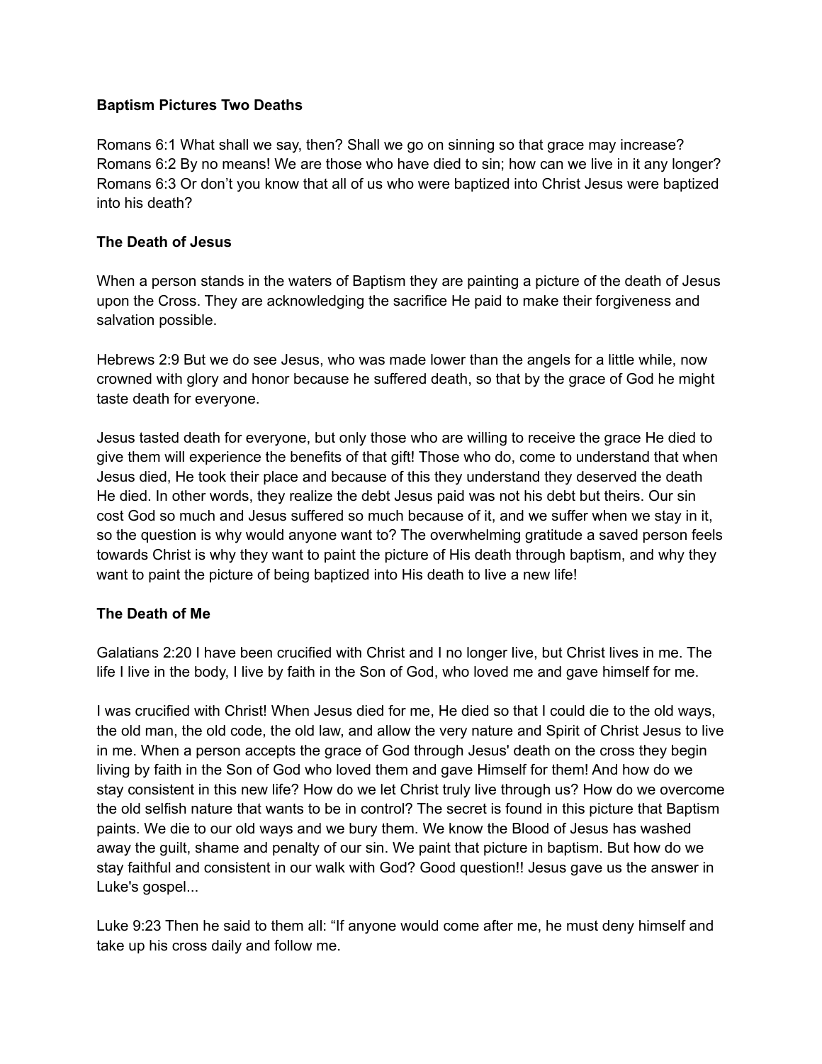**Baptism Pictures Two Deaths**

Romans 6:1 What shall we say, then? Shall we go on sinning so that grace may increase? Romans 6:2 By no means! We are those who have died to sin; how can we live in it any longer? Romans 6:3 Or don't you know that all of us who were baptized into Christ Jesus were baptized into his death?

**The Death of Jesus**

When a person stands in the waters of Baptism they are painting a picture of the death of Jesus upon the Cross. They are acknowledging the sacrifice He paid to make their forgiveness and salvation possible.

Hebrews 2:9 But we do see Jesus, who was made lower than the angels for a little while, now crowned with glory and honor because he suffered death, so that by the grace of God he might taste death for everyone.

Jesus tasted death for everyone, but only those who are willing to receive the grace He died to give them will experience the benefits of that gift! Those who do, come to understand that when Jesus died, He took their place and because of this they understand they deserved the death He died. In other words, they realize the debt Jesus paid was not his debt but theirs. Our sin cost God so much and Jesus suffered so much because of it, and we suffer when we stay in it, so the question is why would anyone want to? The overwhelming gratitude a saved person feels towards Christ is why they want to paint the picture of His death through baptism, and why they want to paint the picture of being baptized into His death to live a new life!

**The Death of Me**

Galatians 2:20 I have been crucified with Christ and I no longer live, but Christ lives in me. The life I live in the body, I live by faith in the Son of God, who loved me and gave himself for me.

I was crucified with Christ! When Jesus died for me, He died so that I could die to the old ways, the old man, the old code, the old law, and allow the very nature and Spirit of Christ Jesus to live in me. When a person accepts the grace of God through Jesus' death on the cross they begin living by faith in the Son of God who loved them and gave Himself for them! And how do we stay consistent in this new life? How do we let Christ truly live through us? How do we overcome the old selfish nature that wants to be in control? The secret is found in this picture that Baptism paints. We die to our old ways and we bury them. We know the Blood of Jesus has washed away the guilt, shame and penalty of our sin. We paint that picture in baptism. But how do we stay faithful and consistent in our walk with God? Good question!! Jesus gave us the answer in Luke's gospel...

Luke 9:23 Then he said to them all: "If anyone would come after me, he must deny himself and take up his cross daily and follow me.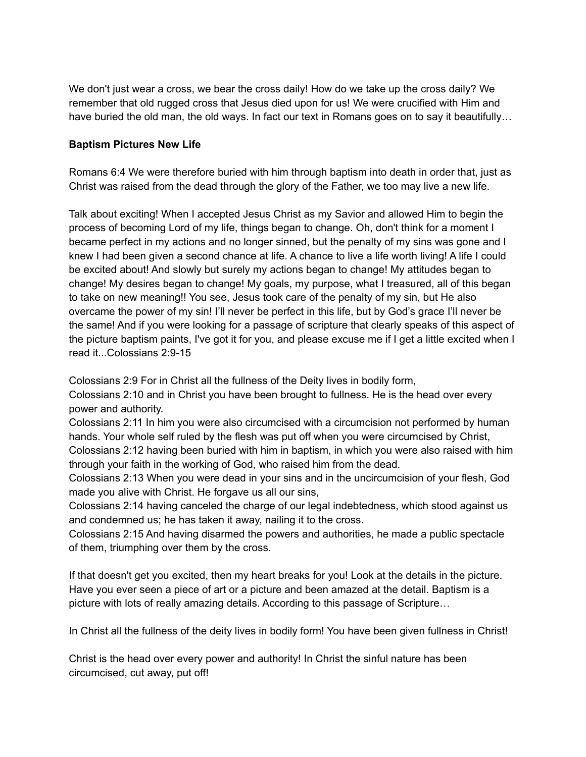We don't just wear a cross, we bear the cross daily! How do we take up the cross daily? We remember that old rugged cross that Jesus died upon for us! We were crucified with Him and have buried the old man, the old ways. In fact our text in Romans goes on to say it beautifully…

**Baptism Pictures New Life**

Romans 6:4 We were therefore buried with him through baptism into death in order that, just as Christ was raised from the dead through the glory of the Father, we too may live a new life.

Talk about exciting! When I accepted Jesus Christ as my Savior and allowed Him to begin the process of becoming Lord of my life, things began to change. Oh, don't think for a moment I became perfect in my actions and no longer sinned, but the penalty of my sins was gone and I knew I had been given a second chance at life. A chance to live a life worth living! A life I could be excited about! And slowly but surely my actions began to change! My attitudes began to change! My desires began to change! My goals, my purpose, what I treasured, all of this began to take on new meaning!! You see, Jesus took care of the penalty of my sin, but He also overcame the power of my sin! I'll never be perfect in this life, but by God's grace I'll never be the same! And if you were looking for a passage of scripture that clearly speaks of this aspect of the picture baptism paints, I've got it for you, and please excuse me if I get a little excited when I read it...Colossians 2:9-15

Colossians 2:9 For in Christ all the fullness of the Deity lives in bodily form,
Colossians 2:10 and in Christ you have been brought to fullness. He is the head over every power and authority.
Colossians 2:11 In him you were also circumcised with a circumcision not performed by human hands. Your whole self ruled by the flesh was put off when you were circumcised by Christ,
Colossians 2:12 having been buried with him in baptism, in which you were also raised with him through your faith in the working of God, who raised him from the dead.
Colossians 2:13 When you were dead in your sins and in the uncircumcision of your flesh, God made you alive with Christ. He forgave us all our sins,
Colossians 2:14 having canceled the charge of our legal indebtedness, which stood against us and condemned us; he has taken it away, nailing it to the cross.
Colossians 2:15 And having disarmed the powers and authorities, he made a public spectacle of them, triumphing over them by the cross.

If that doesn't get you excited, then my heart breaks for you! Look at the details in the picture. Have you ever seen a piece of art or a picture and been amazed at the detail. Baptism is a picture with lots of really amazing details. According to this passage of Scripture…

In Christ all the fullness of the deity lives in bodily form! You have been given fullness in Christ!

Christ is the head over every power and authority! In Christ the sinful nature has been circumcised, cut away, put off!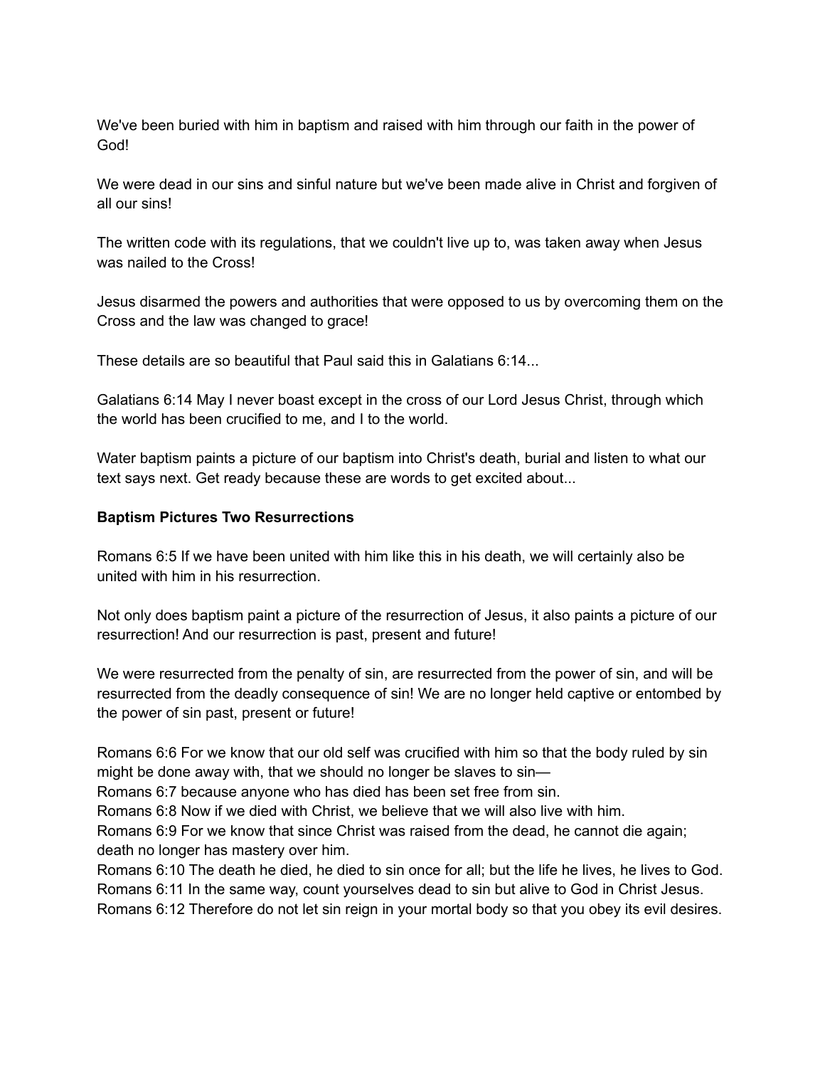We've been buried with him in baptism and raised with him through our faith in the power of God!

We were dead in our sins and sinful nature but we've been made alive in Christ and forgiven of all our sins!

The written code with its regulations, that we couldn't live up to, was taken away when Jesus was nailed to the Cross!

Jesus disarmed the powers and authorities that were opposed to us by overcoming them on the Cross and the law was changed to grace!

These details are so beautiful that Paul said this in Galatians 6:14...

Galatians 6:14 May I never boast except in the cross of our Lord Jesus Christ, through which the world has been crucified to me, and I to the world.

Water baptism paints a picture of our baptism into Christ's death, burial and listen to what our text says next. Get ready because these are words to get excited about...

**Baptism Pictures Two Resurrections**

Romans 6:5 If we have been united with him like this in his death, we will certainly also be united with him in his resurrection.

Not only does baptism paint a picture of the resurrection of Jesus, it also paints a picture of our resurrection! And our resurrection is past, present and future!

We were resurrected from the penalty of sin, are resurrected from the power of sin, and will be resurrected from the deadly consequence of sin! We are no longer held captive or entombed by the power of sin past, present or future!

Romans 6:6 For we know that our old self was crucified with him so that the body ruled by sin might be done away with, that we should no longer be slaves to sin—
Romans 6:7 because anyone who has died has been set free from sin.
Romans 6:8 Now if we died with Christ, we believe that we will also live with him.
Romans 6:9 For we know that since Christ was raised from the dead, he cannot die again; death no longer has mastery over him.
Romans 6:10 The death he died, he died to sin once for all; but the life he lives, he lives to God.
Romans 6:11 In the same way, count yourselves dead to sin but alive to God in Christ Jesus.
Romans 6:12 Therefore do not let sin reign in your mortal body so that you obey its evil desires.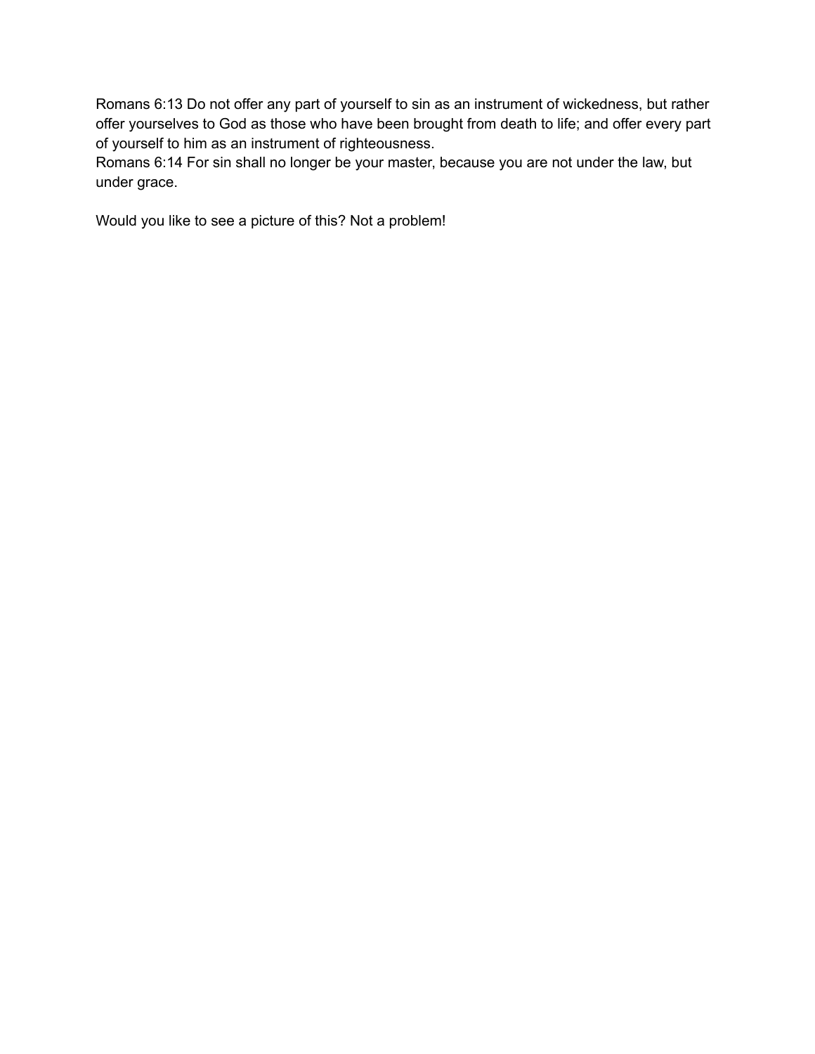Romans 6:13 Do not offer any part of yourself to sin as an instrument of wickedness, but rather offer yourselves to God as those who have been brought from death to life; and offer every part of yourself to him as an instrument of righteousness.
Romans 6:14 For sin shall no longer be your master, because you are not under the law, but under grace.

Would you like to see a picture of this? Not a problem!